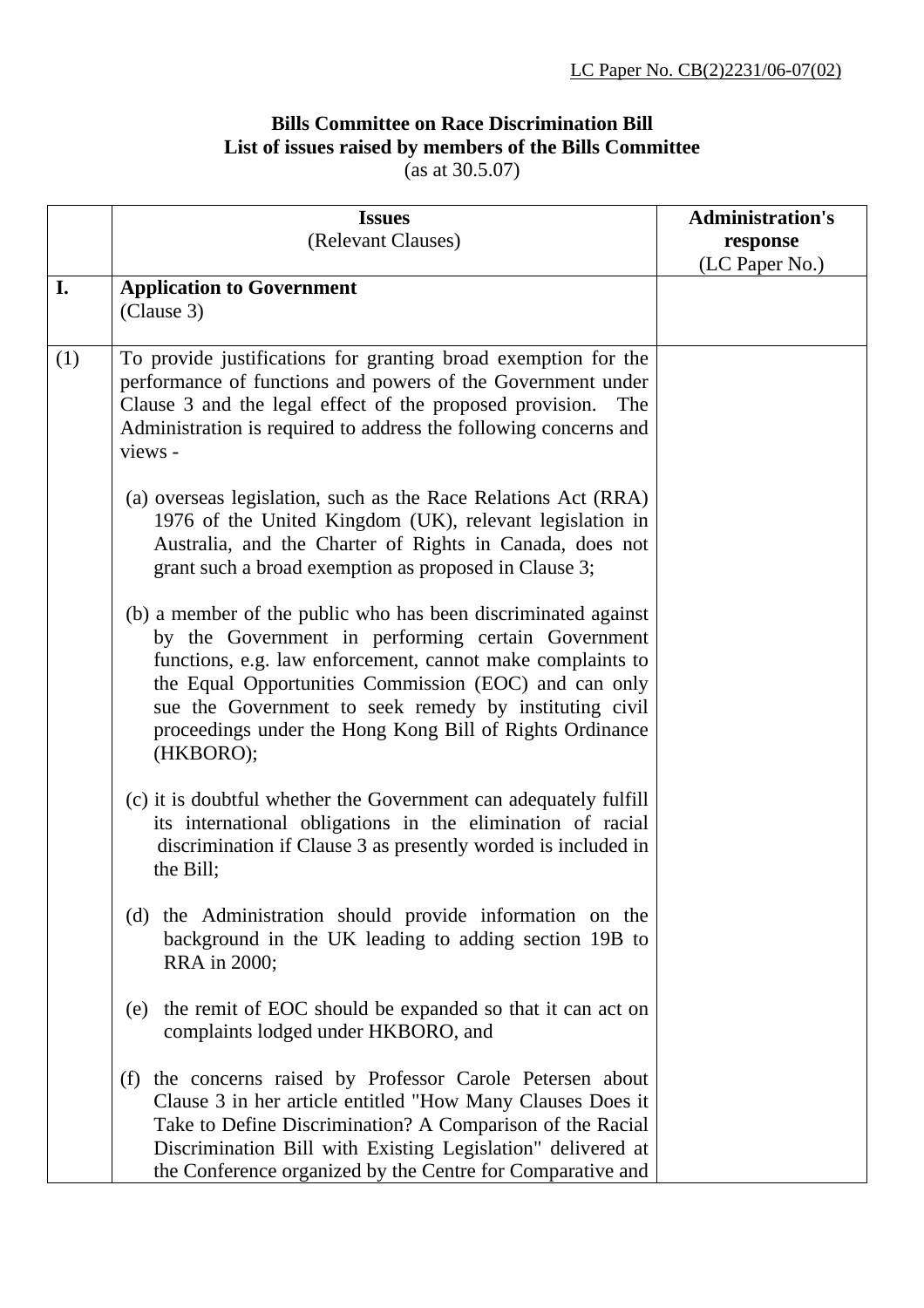LC Paper No. CB(2)2231/06-07(02)

**Bills Committee on Race Discrimination Bill**
**List of issues raised by members of the Bills Committee**
(as at 30.5.07)

| | **Issues** (Relevant Clauses) | **Administration's response** (LC Paper No.) |
|---|---|---|
| **I.** | **Application to Government** (Clause 3) | |
| (1) | To provide justifications for granting broad exemption for the performance of functions and powers of the Government under Clause 3 and the legal effect of the proposed provision. The Administration is required to address the following concerns and views -<br><br>(a) overseas legislation, such as the Race Relations Act (RRA) 1976 of the United Kingdom (UK), relevant legislation in Australia, and the Charter of Rights in Canada, does not grant such a broad exemption as proposed in Clause 3;<br><br>(b) a member of the public who has been discriminated against by the Government in performing certain Government functions, e.g. law enforcement, cannot make complaints to the Equal Opportunities Commission (EOC) and can only sue the Government to seek remedy by instituting civil proceedings under the Hong Kong Bill of Rights Ordinance (HKBORO);<br><br>(c) it is doubtful whether the Government can adequately fulfill its international obligations in the elimination of racial discrimination if Clause 3 as presently worded is included in the Bill;<br><br>(d) the Administration should provide information on the background in the UK leading to adding section 19B to RRA in 2000;<br><br>(e) the remit of EOC should be expanded so that it can act on complaints lodged under HKBORO, and<br><br>(f) the concerns raised by Professor Carole Petersen about Clause 3 in her article entitled "How Many Clauses Does it Take to Define Discrimination? A Comparison of the Racial Discrimination Bill with Existing Legislation" delivered at the Conference organized by the Centre for Comparative and | |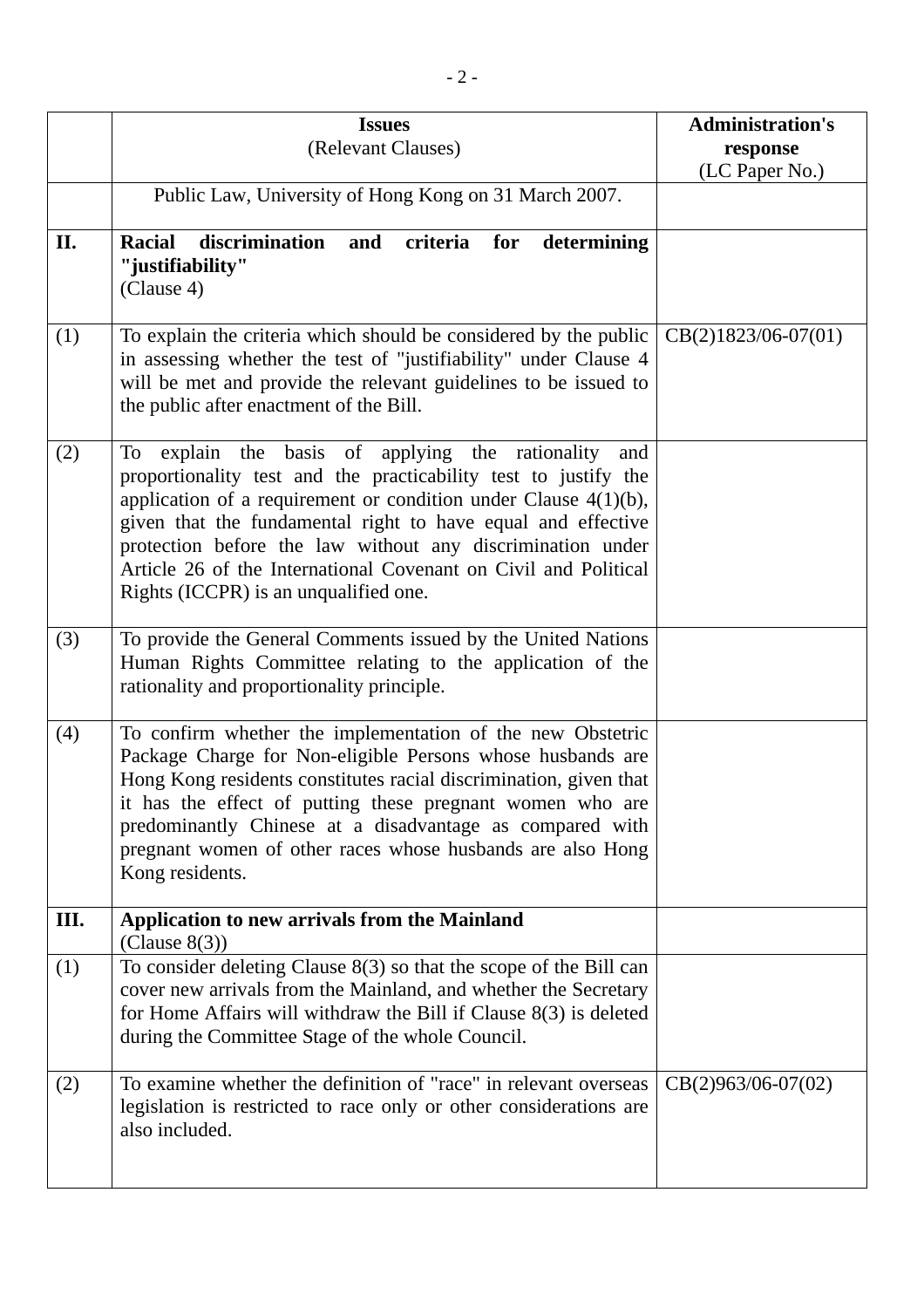|  | **Issues**<br>(Relevant Clauses) | **Administration's response**<br>(LC Paper No.) |
|---|---|---|
|  | Public Law, University of Hong Kong on 31 March 2007. |  |
| **II.** | **Racial discrimination and criteria for determining "justifiability"**<br>(Clause 4) |  |
| (1) | To explain the criteria which should be considered by the public in assessing whether the test of "justifiability" under Clause 4 will be met and provide the relevant guidelines to be issued to the public after enactment of the Bill. | CB(2)1823/06-07(01) |
| (2) | To explain the basis of applying the rationality and proportionality test and the practicability test to justify the application of a requirement or condition under Clause 4(1)(b), given that the fundamental right to have equal and effective protection before the law without any discrimination under Article 26 of the International Covenant on Civil and Political Rights (ICCPR) is an unqualified one. |  |
| (3) | To provide the General Comments issued by the United Nations Human Rights Committee relating to the application of the rationality and proportionality principle. |  |
| (4) | To confirm whether the implementation of the new Obstetric Package Charge for Non-eligible Persons whose husbands are Hong Kong residents constitutes racial discrimination, given that it has the effect of putting these pregnant women who are predominantly Chinese at a disadvantage as compared with pregnant women of other races whose husbands are also Hong Kong residents. |  |
| **III.** | **Application to new arrivals from the Mainland**<br>(Clause 8(3)) |  |
| (1) | To consider deleting Clause 8(3) so that the scope of the Bill can cover new arrivals from the Mainland, and whether the Secretary for Home Affairs will withdraw the Bill if Clause 8(3) is deleted during the Committee Stage of the whole Council. |  |
| (2) | To examine whether the definition of "race" in relevant overseas legislation is restricted to race only or other considerations are also included. | CB(2)963/06-07(02) |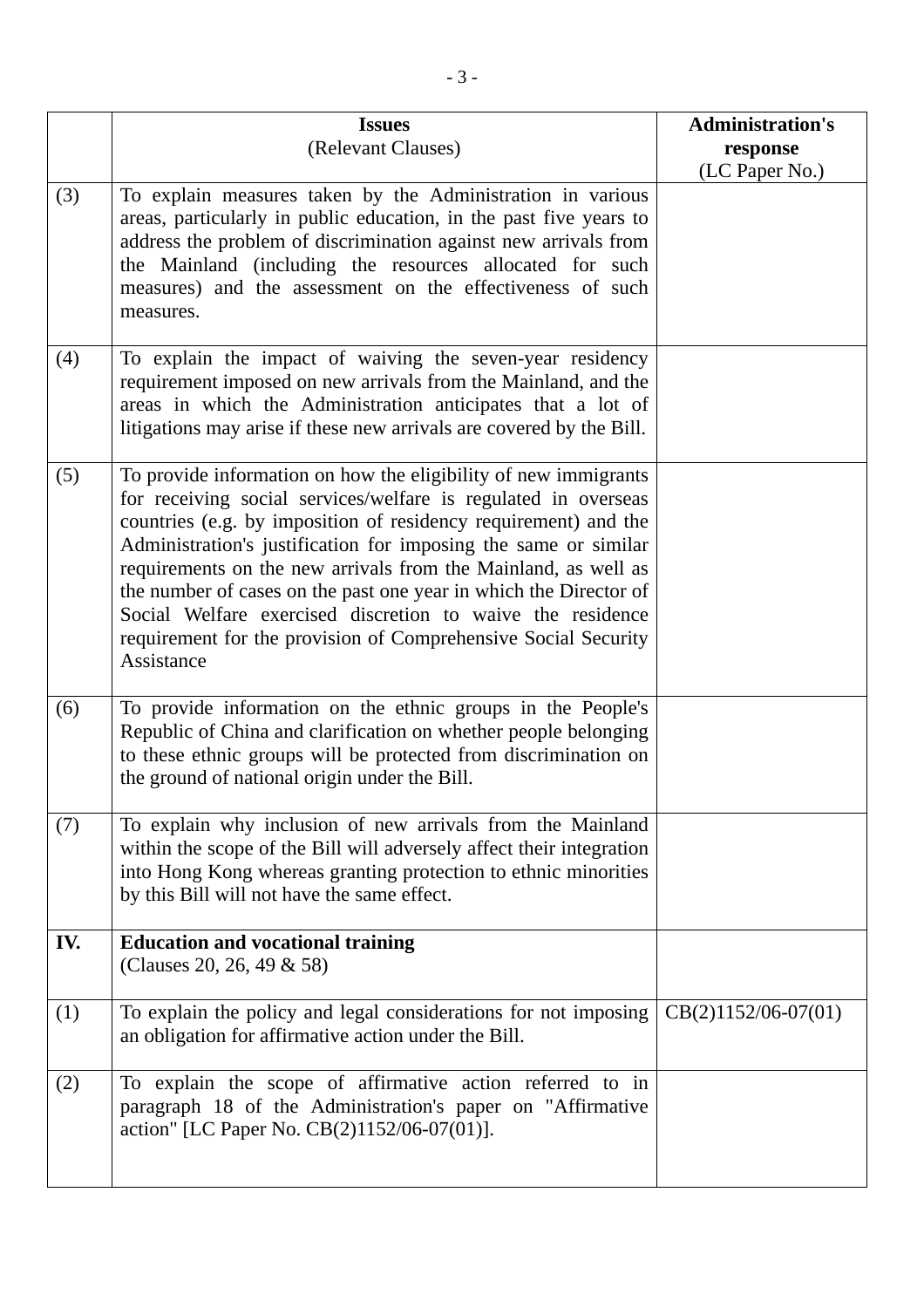|  | **Issues**<br>(Relevant Clauses) | **Administration's response**<br>(LC Paper No.) |
|---|---|---|
| (3) | To explain measures taken by the Administration in various areas, particularly in public education, in the past five years to address the problem of discrimination against new arrivals from the Mainland (including the resources allocated for such measures) and the assessment on the effectiveness of such measures. |  |
| (4) | To explain the impact of waiving the seven-year residency requirement imposed on new arrivals from the Mainland, and the areas in which the Administration anticipates that a lot of litigations may arise if these new arrivals are covered by the Bill. |  |
| (5) | To provide information on how the eligibility of new immigrants for receiving social services/welfare is regulated in overseas countries (e.g. by imposition of residency requirement) and the Administration's justification for imposing the same or similar requirements on the new arrivals from the Mainland, as well as the number of cases on the past one year in which the Director of Social Welfare exercised discretion to waive the residence requirement for the provision of Comprehensive Social Security Assistance |  |
| (6) | To provide information on the ethnic groups in the People's Republic of China and clarification on whether people belonging to these ethnic groups will be protected from discrimination on the ground of national origin under the Bill. |  |
| (7) | To explain why inclusion of new arrivals from the Mainland within the scope of the Bill will adversely affect their integration into Hong Kong whereas granting protection to ethnic minorities by this Bill will not have the same effect. |  |
| **IV.** | **Education and vocational training**<br>(Clauses 20, 26, 49 & 58) |  |
| (1) | To explain the policy and legal considerations for not imposing an obligation for affirmative action under the Bill. | CB(2)1152/06-07(01) |
| (2) | To explain the scope of affirmative action referred to in paragraph 18 of the Administration's paper on "Affirmative action" [LC Paper No. CB(2)1152/06-07(01)]. |  |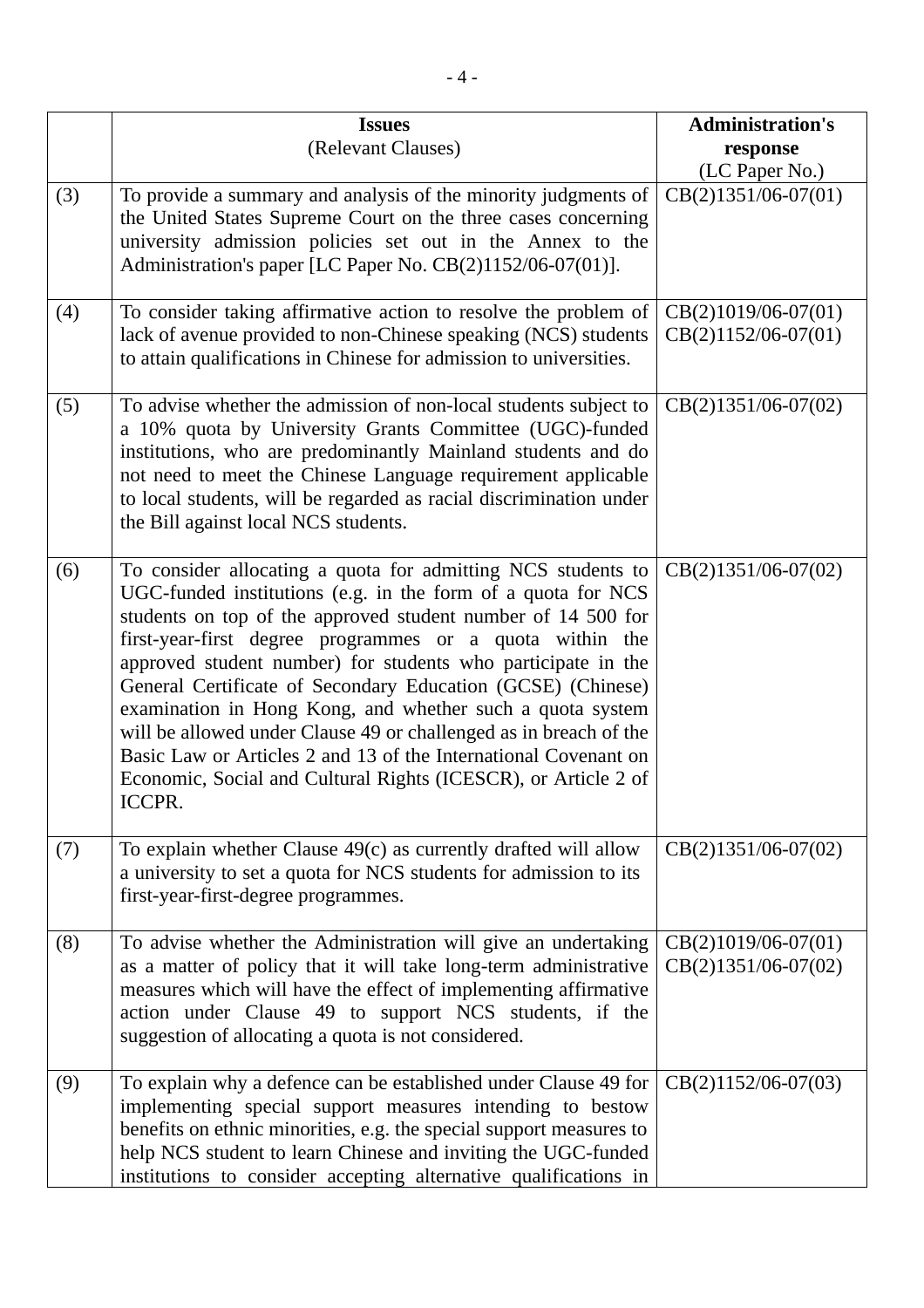| | **Issues**<br>(Relevant Clauses) | **Administration's response**<br>(LC Paper No.) |
|---|---|---|
| (3) | To provide a summary and analysis of the minority judgments of the United States Supreme Court on the three cases concerning university admission policies set out in the Annex to the Administration's paper [LC Paper No. CB(2)1152/06-07(01)]. | CB(2)1351/06-07(01) |
| (4) | To consider taking affirmative action to resolve the problem of lack of avenue provided to non-Chinese speaking (NCS) students to attain qualifications in Chinese for admission to universities. | CB(2)1019/06-07(01)<br>CB(2)1152/06-07(01) |
| (5) | To advise whether the admission of non-local students subject to a 10% quota by University Grants Committee (UGC)-funded institutions, who are predominantly Mainland students and do not need to meet the Chinese Language requirement applicable to local students, will be regarded as racial discrimination under the Bill against local NCS students. | CB(2)1351/06-07(02) |
| (6) | To consider allocating a quota for admitting NCS students to UGC-funded institutions (e.g. in the form of a quota for NCS students on top of the approved student number of 14 500 for first-year-first degree programmes or a quota within the approved student number) for students who participate in the General Certificate of Secondary Education (GCSE) (Chinese) examination in Hong Kong, and whether such a quota system will be allowed under Clause 49 or challenged as in breach of the Basic Law or Articles 2 and 13 of the International Covenant on Economic, Social and Cultural Rights (ICESCR), or Article 2 of ICCPR. | CB(2)1351/06-07(02) |
| (7) | To explain whether Clause 49(c) as currently drafted will allow a university to set a quota for NCS students for admission to its first-year-first-degree programmes. | CB(2)1351/06-07(02) |
| (8) | To advise whether the Administration will give an undertaking as a matter of policy that it will take long-term administrative measures which will have the effect of implementing affirmative action under Clause 49 to support NCS students, if the suggestion of allocating a quota is not considered. | CB(2)1019/06-07(01)<br>CB(2)1351/06-07(02) |
| (9) | To explain why a defence can be established under Clause 49 for implementing special support measures intending to bestow benefits on ethnic minorities, e.g. the special support measures to help NCS student to learn Chinese and inviting the UGC-funded institutions to consider accepting alternative qualifications in | CB(2)1152/06-07(03) |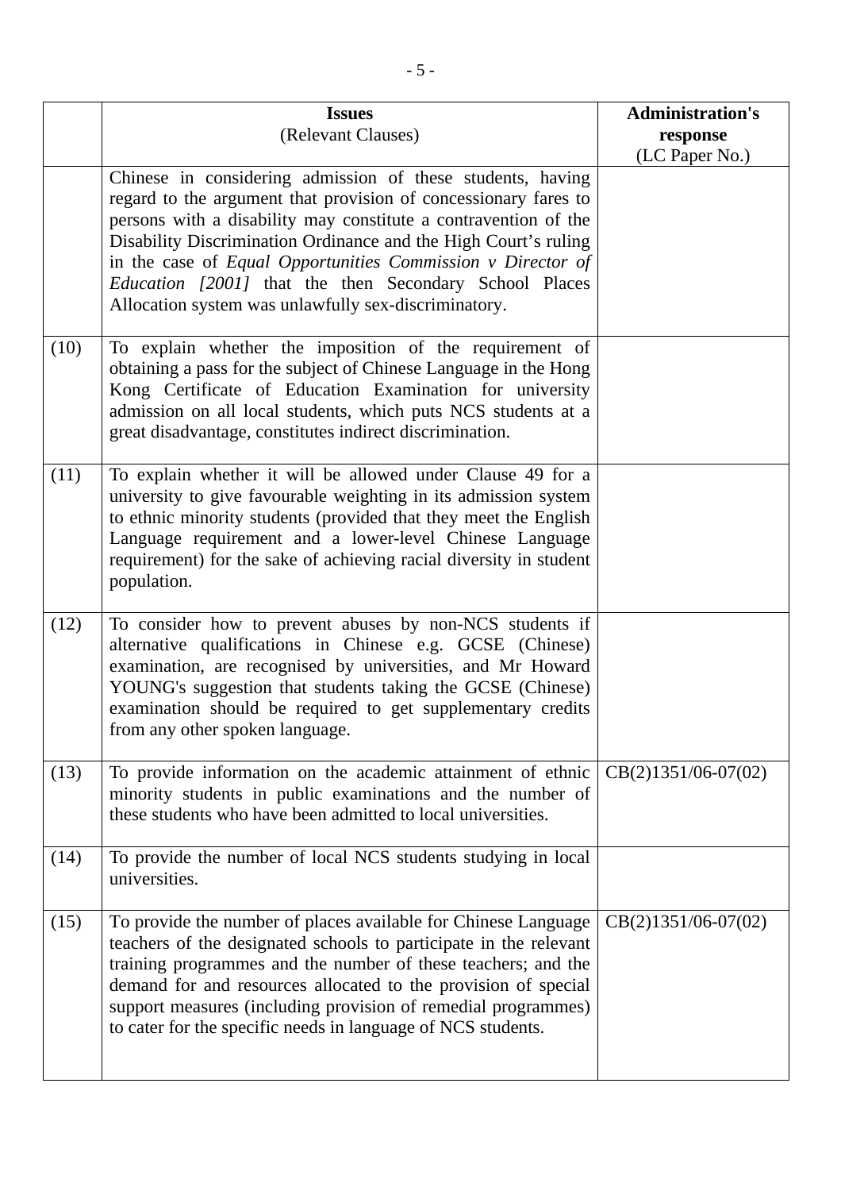| | **Issues**<br>(Relevant Clauses) | **Administration's response**<br>(LC Paper No.) |
|---|---|---|
| | Chinese in considering admission of these students, having regard to the argument that provision of concessionary fares to persons with a disability may constitute a contravention of the Disability Discrimination Ordinance and the High Court's ruling in the case of *Equal Opportunities Commission v Director of Education [2001]* that the then Secondary School Places Allocation system was unlawfully sex-discriminatory. | |
| (10) | To explain whether the imposition of the requirement of obtaining a pass for the subject of Chinese Language in the Hong Kong Certificate of Education Examination for university admission on all local students, which puts NCS students at a great disadvantage, constitutes indirect discrimination. | |
| (11) | To explain whether it will be allowed under Clause 49 for a university to give favourable weighting in its admission system to ethnic minority students (provided that they meet the English Language requirement and a lower-level Chinese Language requirement) for the sake of achieving racial diversity in student population. | |
| (12) | To consider how to prevent abuses by non-NCS students if alternative qualifications in Chinese e.g. GCSE (Chinese) examination, are recognised by universities, and Mr Howard YOUNG's suggestion that students taking the GCSE (Chinese) examination should be required to get supplementary credits from any other spoken language. | |
| (13) | To provide information on the academic attainment of ethnic minority students in public examinations and the number of these students who have been admitted to local universities. | CB(2)1351/06-07(02) |
| (14) | To provide the number of local NCS students studying in local universities. | |
| (15) | To provide the number of places available for Chinese Language teachers of the designated schools to participate in the relevant training programmes and the number of these teachers; and the demand for and resources allocated to the provision of special support measures (including provision of remedial programmes) to cater for the specific needs in language of NCS students. | CB(2)1351/06-07(02) |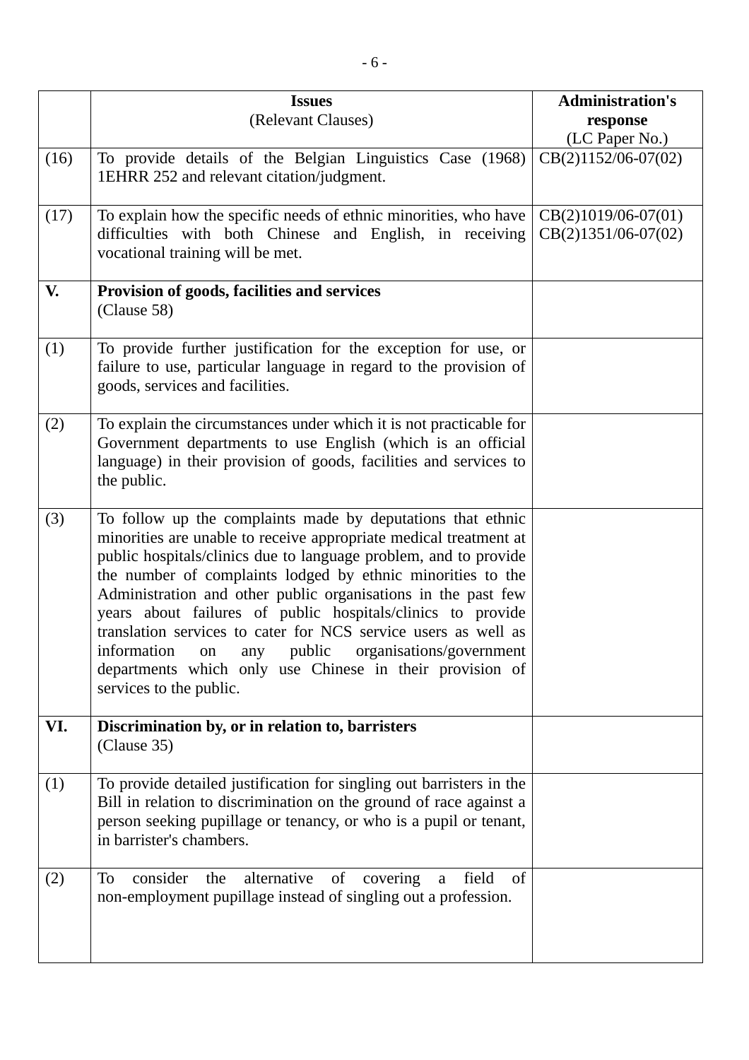|  | **Issues**<br>(Relevant Clauses) | **Administration's response**<br>(LC Paper No.) |
|---|---|---|
| (16) | To provide details of the Belgian Linguistics Case (1968) 1EHRR 252 and relevant citation/judgment. | CB(2)1152/06-07(02) |
| (17) | To explain how the specific needs of ethnic minorities, who have difficulties with both Chinese and English, in receiving vocational training will be met. | CB(2)1019/06-07(01)<br>CB(2)1351/06-07(02) |
| **V.** | **Provision of goods, facilities and services**<br>(Clause 58) |  |
| (1) | To provide further justification for the exception for use, or failure to use, particular language in regard to the provision of goods, services and facilities. |  |
| (2) | To explain the circumstances under which it is not practicable for Government departments to use English (which is an official language) in their provision of goods, facilities and services to the public. |  |
| (3) | To follow up the complaints made by deputations that ethnic minorities are unable to receive appropriate medical treatment at public hospitals/clinics due to language problem, and to provide the number of complaints lodged by ethnic minorities to the Administration and other public organisations in the past few years about failures of public hospitals/clinics to provide translation services to cater for NCS service users as well as information on any public organisations/government departments which only use Chinese in their provision of services to the public. |  |
| **VI.** | **Discrimination by, or in relation to, barristers**<br>(Clause 35) |  |
| (1) | To provide detailed justification for singling out barristers in the Bill in relation to discrimination on the ground of race against a person seeking pupillage or tenancy, or who is a pupil or tenant, in barrister's chambers. |  |
| (2) | To consider the alternative of covering a field of non-employment pupillage instead of singling out a profession. |  |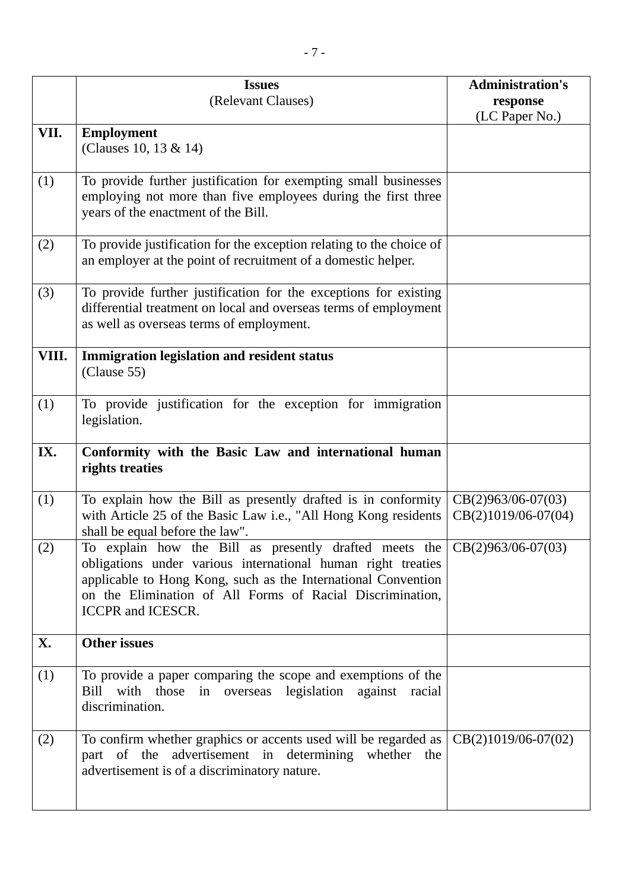| | **Issues**<br>(Relevant Clauses) | **Administration's response**<br>(LC Paper No.) |
|---|---|---|
| **VII.** | **Employment**<br>(Clauses 10, 13 & 14) | |
| (1) | To provide further justification for exempting small businesses employing not more than five employees during the first three years of the enactment of the Bill. | |
| (2) | To provide justification for the exception relating to the choice of an employer at the point of recruitment of a domestic helper. | |
| (3) | To provide further justification for the exceptions for existing differential treatment on local and overseas terms of employment as well as overseas terms of employment. | |
| **VIII.** | **Immigration legislation and resident status**<br>(Clause 55) | |
| (1) | To provide justification for the exception for immigration legislation. | |
| **IX.** | **Conformity with the Basic Law and international human rights treaties** | |
| (1) | To explain how the Bill as presently drafted is in conformity with Article 25 of the Basic Law i.e., "All Hong Kong residents shall be equal before the law". | CB(2)963/06-07(03)<br>CB(2)1019/06-07(04) |
| (2) | To explain how the Bill as presently drafted meets the obligations under various international human right treaties applicable to Hong Kong, such as the International Convention on the Elimination of All Forms of Racial Discrimination, ICCPR and ICESCR. | CB(2)963/06-07(03) |
| **X.** | **Other issues** | |
| (1) | To provide a paper comparing the scope and exemptions of the Bill with those in overseas legislation against racial discrimination. | |
| (2) | To confirm whether graphics or accents used will be regarded as part of the advertisement in determining whether the advertisement is of a discriminatory nature. | CB(2)1019/06-07(02) |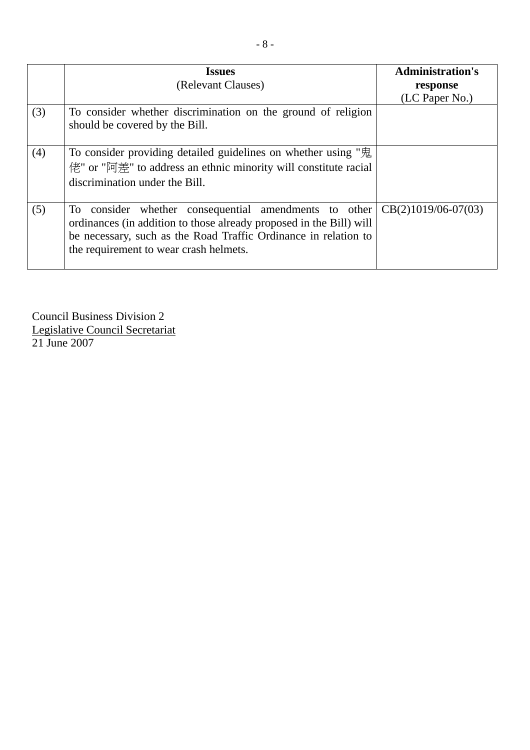| | **Issues** (Relevant Clauses) | **Administration's response** (LC Paper No.) |
|---|---|---|
| (3) | To consider whether discrimination on the ground of religion should be covered by the Bill. | |
| (4) | To consider providing detailed guidelines on whether using "鬼佬" or "阿差" to address an ethnic minority will constitute racial discrimination under the Bill. | |
| (5) | To consider whether consequential amendments to other ordinances (in addition to those already proposed in the Bill) will be necessary, such as the Road Traffic Ordinance in relation to the requirement to wear crash helmets. | CB(2)1019/06-07(03) |

Council Business Division 2
Legislative Council Secretariat
21 June 2007